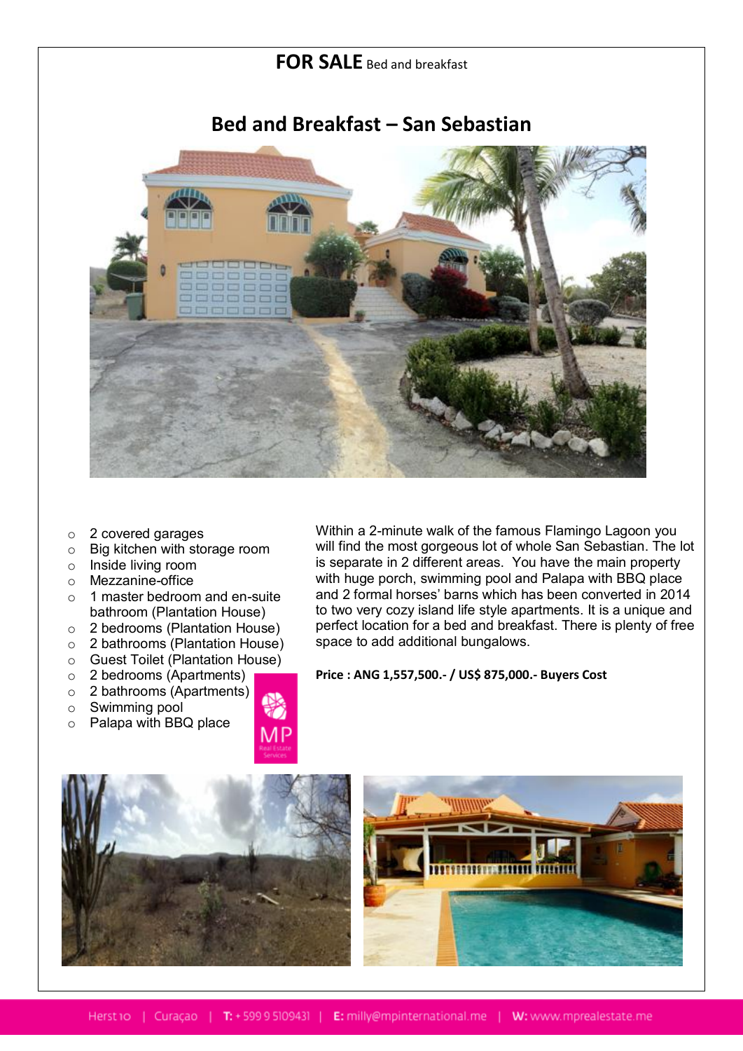**FOR SALE** Bed and breakfast

# Bed and Breakfast – San Sebastian

- 2 covered garages
- Big kitchen with storage room
- Inside living room
- Mezzanine-office
- 1 master bedroom and en-suite bathroom (Plantation House)
- 2 bedrooms (Plantation House)
- 2 bathrooms (Plantation House)
- Guest Toilet (Plantation House)
- 2 bedrooms (Apartments)
- 2 bathrooms (Apartments)
- Swimming pool
- Palapa with BBQ place

Within a 2-minute walk of the famous Flamingo Lagoon you will find the most gorgeous lot of whole San Sebastian. The lot is separate in 2 different areas. You have the main property with huge porch, swimming pool and Palapa with BBQ place and 2 formal horses' barns which has been converted in 2014 to two very cozy island life style apartments. It is a unique and perfect location for a bed and breakfast. There is plenty of free space to add additional bungalows.

**Price : ANG 1,557,500.- / US$ 875,000.- Buyers Cost**

Herst 10 | Curaçao | T: + 599 9 5109431 | E: milly@mpinternational.me | W: www.mprealestate.me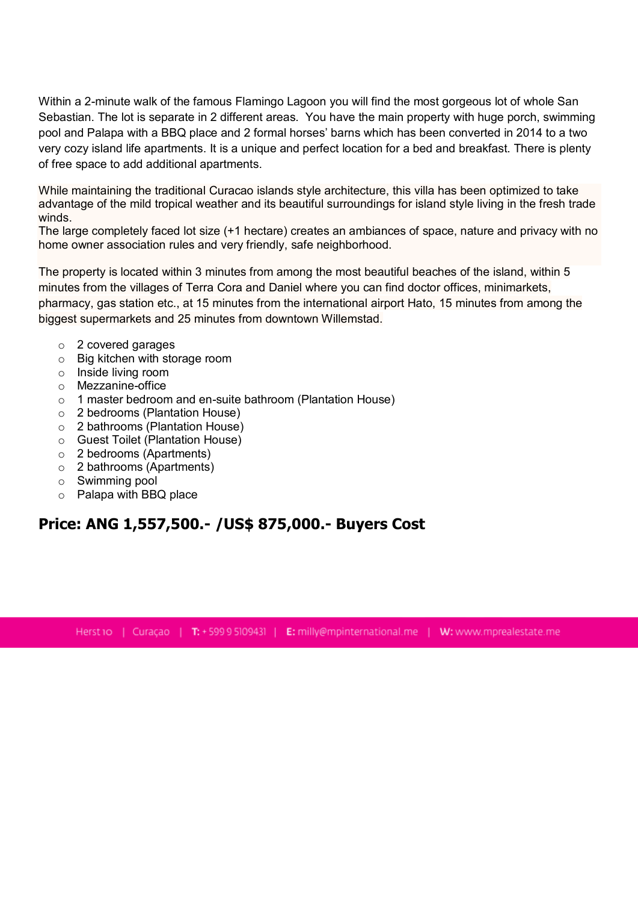Within a 2-minute walk of the famous Flamingo Lagoon you will find the most gorgeous lot of whole San Sebastian. The lot is separate in 2 different areas. You have the main property with huge porch, swimming pool and Palapa with a BBQ place and 2 formal horses' barns which has been converted in 2014 to a two very cozy island life apartments. It is a unique and perfect location for a bed and breakfast. There is plenty of free space to add additional apartments.

While maintaining the traditional Curacao islands style architecture, this villa has been optimized to take advantage of the mild tropical weather and its beautiful surroundings for island style living in the fresh trade winds.
The large completely faced lot size (+1 hectare) creates an ambiances of space, nature and privacy with no home owner association rules and very friendly, safe neighborhood.

The property is located within 3 minutes from among the most beautiful beaches of the island, within 5 minutes from the villages of Terra Cora and Daniel where you can find doctor offices, minimarkets, pharmacy, gas station etc., at 15 minutes from the international airport Hato, 15 minutes from among the biggest supermarkets and 25 minutes from downtown Willemstad.

- 2 covered garages
- Big kitchen with storage room
- Inside living room
- Mezzanine-office
- 1 master bedroom and en-suite bathroom (Plantation House)
- 2 bedrooms (Plantation House)
- 2 bathrooms (Plantation House)
- Guest Toilet (Plantation House)
- 2 bedrooms (Apartments)
- 2 bathrooms (Apartments)
- Swimming pool
- Palapa with BBQ place

## Price: ANG 1,557,500.- /US$ 875,000.- Buyers Cost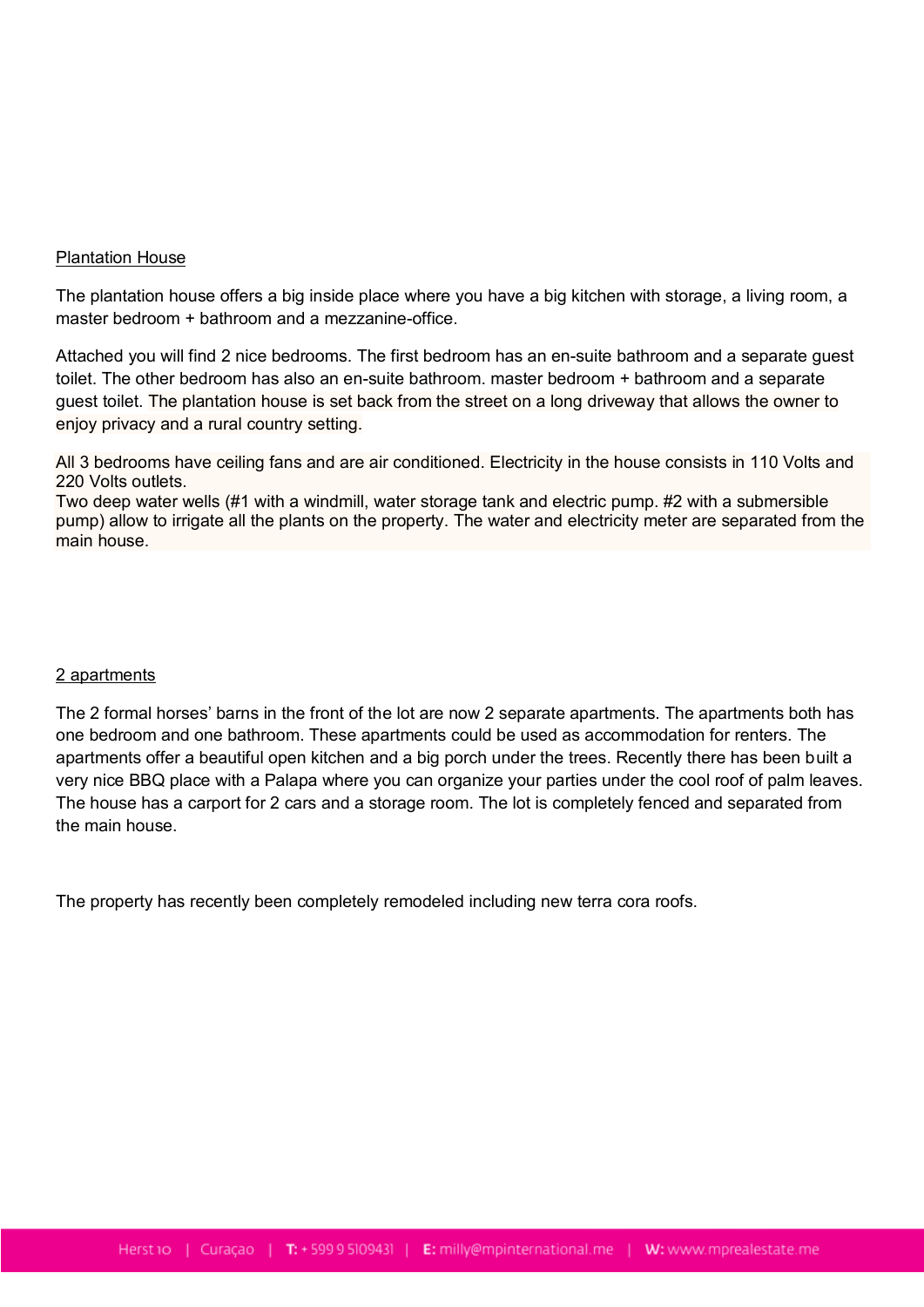Plantation House

The plantation house offers a big inside place where you have a big kitchen with storage, a living room, a master bedroom + bathroom and a mezzanine-office.

Attached you will find 2 nice bedrooms. The first bedroom has an en-suite bathroom and a separate guest toilet. The other bedroom has also an en-suite bathroom. master bedroom + bathroom and a separate guest toilet. The plantation house is set back from the street on a long driveway that allows the owner to enjoy privacy and a rural country setting.

All 3 bedrooms have ceiling fans and are air conditioned. Electricity in the house consists in 110 Volts and 220 Volts outlets.
Two deep water wells (#1 with a windmill, water storage tank and electric pump. #2 with a submersible pump) allow to irrigate all the plants on the property. The water and electricity meter are separated from the main house.

2 apartments

The 2 formal horses' barns in the front of the lot are now 2 separate apartments. The apartments both has one bedroom and one bathroom. These apartments could be used as accommodation for renters. The apartments offer a beautiful open kitchen and a big porch under the trees. Recently there has been built a very nice BBQ place with a Palapa where you can organize your parties under the cool roof of palm leaves. The house has a carport for 2 cars and a storage room. The lot is completely fenced and separated from the main house.

The property has recently been completely remodeled including new terra cora roofs.